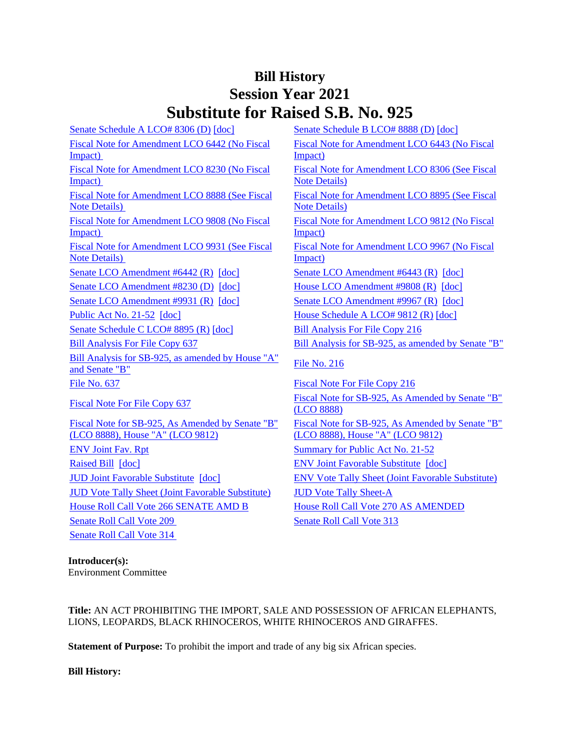# Bill History
# Session Year 2021
# Substitute for Raised S.B. No. 925

Senate Schedule A LCO# 8306 (D) [doc]

Senate Schedule B LCO# 8888 (D) [doc]

Fiscal Note for Amendment LCO 6442 (No Fiscal Impact)

Fiscal Note for Amendment LCO 6443 (No Fiscal Impact)

Fiscal Note for Amendment LCO 8230 (No Fiscal Impact)

Fiscal Note for Amendment LCO 8306 (See Fiscal Note Details)

Fiscal Note for Amendment LCO 8888 (See Fiscal Note Details)

Fiscal Note for Amendment LCO 8895 (See Fiscal Note Details)

Fiscal Note for Amendment LCO 9808 (No Fiscal Impact)

Fiscal Note for Amendment LCO 9812 (No Fiscal Impact)

Fiscal Note for Amendment LCO 9931 (See Fiscal Note Details)

Fiscal Note for Amendment LCO 9967 (No Fiscal Impact)

Senate LCO Amendment #6442 (R) [doc]

Senate LCO Amendment #6443 (R) [doc]

Senate LCO Amendment #8230 (D) [doc]

House LCO Amendment #9808 (R) [doc]

Senate LCO Amendment #9931 (R) [doc]

Senate LCO Amendment #9967 (R) [doc]

Public Act No. 21-52 [doc]

House Schedule A LCO# 9812 (R) [doc]

Senate Schedule C LCO# 8895 (R) [doc]

Bill Analysis For File Copy 216

Bill Analysis For File Copy 637

Bill Analysis for SB-925, as amended by Senate "B"

Bill Analysis for SB-925, as amended by House "A" and Senate "B"

File No. 216

File No. 637

Fiscal Note For File Copy 216

Fiscal Note For File Copy 637

Fiscal Note for SB-925, As Amended by Senate "B" (LCO 8888)

Fiscal Note for SB-925, As Amended by Senate "B" (LCO 8888), House "A" (LCO 9812)

Fiscal Note for SB-925, As Amended by Senate "B" (LCO 8888), House "A" (LCO 9812)

ENV Joint Fav. Rpt

Summary for Public Act No. 21-52

Raised Bill [doc]

ENV Joint Favorable Substitute [doc]

JUD Joint Favorable Substitute [doc]

ENV Vote Tally Sheet (Joint Favorable Substitute)

JUD Vote Tally Sheet (Joint Favorable Substitute)

JUD Vote Tally Sheet-A

House Roll Call Vote 266 SENATE AMD B

House Roll Call Vote 270 AS AMENDED

Senate Roll Call Vote 209

Senate Roll Call Vote 313

Senate Roll Call Vote 314

**Introducer(s):**
Environment Committee

**Title:** AN ACT PROHIBITING THE IMPORT, SALE AND POSSESSION OF AFRICAN ELEPHANTS, LIONS, LEOPARDS, BLACK RHINOCEROS, WHITE RHINOCEROS AND GIRAFFES.

**Statement of Purpose:** To prohibit the import and trade of any big six African species.

**Bill History:**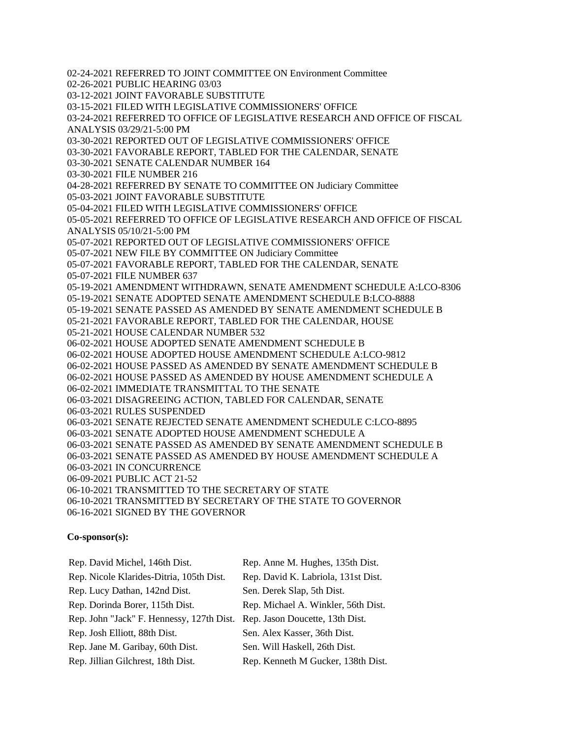02-24-2021 REFERRED TO JOINT COMMITTEE ON Environment Committee
02-26-2021 PUBLIC HEARING 03/03
03-12-2021 JOINT FAVORABLE SUBSTITUTE
03-15-2021 FILED WITH LEGISLATIVE COMMISSIONERS' OFFICE
03-24-2021 REFERRED TO OFFICE OF LEGISLATIVE RESEARCH AND OFFICE OF FISCAL ANALYSIS 03/29/21-5:00 PM
03-30-2021 REPORTED OUT OF LEGISLATIVE COMMISSIONERS' OFFICE
03-30-2021 FAVORABLE REPORT, TABLED FOR THE CALENDAR, SENATE
03-30-2021 SENATE CALENDAR NUMBER 164
03-30-2021 FILE NUMBER 216
04-28-2021 REFERRED BY SENATE TO COMMITTEE ON Judiciary Committee
05-03-2021 JOINT FAVORABLE SUBSTITUTE
05-04-2021 FILED WITH LEGISLATIVE COMMISSIONERS' OFFICE
05-05-2021 REFERRED TO OFFICE OF LEGISLATIVE RESEARCH AND OFFICE OF FISCAL ANALYSIS 05/10/21-5:00 PM
05-07-2021 REPORTED OUT OF LEGISLATIVE COMMISSIONERS' OFFICE
05-07-2021 NEW FILE BY COMMITTEE ON Judiciary Committee
05-07-2021 FAVORABLE REPORT, TABLED FOR THE CALENDAR, SENATE
05-07-2021 FILE NUMBER 637
05-19-2021 AMENDMENT WITHDRAWN, SENATE AMENDMENT SCHEDULE A:LCO-8306
05-19-2021 SENATE ADOPTED SENATE AMENDMENT SCHEDULE B:LCO-8888
05-19-2021 SENATE PASSED AS AMENDED BY SENATE AMENDMENT SCHEDULE B
05-21-2021 FAVORABLE REPORT, TABLED FOR THE CALENDAR, HOUSE
05-21-2021 HOUSE CALENDAR NUMBER 532
06-02-2021 HOUSE ADOPTED SENATE AMENDMENT SCHEDULE B
06-02-2021 HOUSE ADOPTED HOUSE AMENDMENT SCHEDULE A:LCO-9812
06-02-2021 HOUSE PASSED AS AMENDED BY SENATE AMENDMENT SCHEDULE B
06-02-2021 HOUSE PASSED AS AMENDED BY HOUSE AMENDMENT SCHEDULE A
06-02-2021 IMMEDIATE TRANSMITTAL TO THE SENATE
06-03-2021 DISAGREEING ACTION, TABLED FOR CALENDAR, SENATE
06-03-2021 RULES SUSPENDED
06-03-2021 SENATE REJECTED SENATE AMENDMENT SCHEDULE C:LCO-8895
06-03-2021 SENATE ADOPTED HOUSE AMENDMENT SCHEDULE A
06-03-2021 SENATE PASSED AS AMENDED BY SENATE AMENDMENT SCHEDULE B
06-03-2021 SENATE PASSED AS AMENDED BY HOUSE AMENDMENT SCHEDULE A
06-03-2021 IN CONCURRENCE
06-09-2021 PUBLIC ACT 21-52
06-10-2021 TRANSMITTED TO THE SECRETARY OF STATE
06-10-2021 TRANSMITTED BY SECRETARY OF THE STATE TO GOVERNOR
06-16-2021 SIGNED BY THE GOVERNOR

**Co-sponsor(s):**

| | |
|---|---|
| Rep. David Michel, 146th Dist. | Rep. Anne M. Hughes, 135th Dist. |
| Rep. Nicole Klarides-Ditria, 105th Dist. | Rep. David K. Labriola, 131st Dist. |
| Rep. Lucy Dathan, 142nd Dist. | Sen. Derek Slap, 5th Dist. |
| Rep. Dorinda Borer, 115th Dist. | Rep. Michael A. Winkler, 56th Dist. |
| Rep. John "Jack" F. Hennessy, 127th Dist. | Rep. Jason Doucette, 13th Dist. |
| Rep. Josh Elliott, 88th Dist. | Sen. Alex Kasser, 36th Dist. |
| Rep. Jane M. Garibay, 60th Dist. | Sen. Will Haskell, 26th Dist. |
| Rep. Jillian Gilchrest, 18th Dist. | Rep. Kenneth M Gucker, 138th Dist. |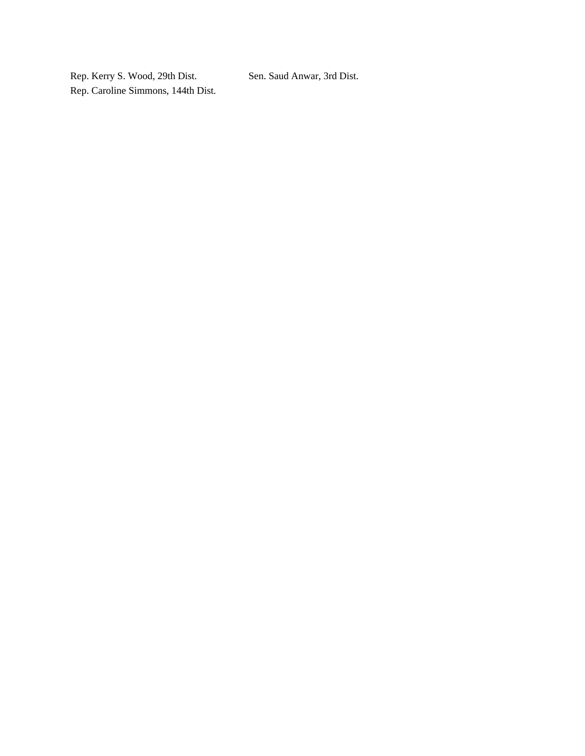Rep. Kerry S. Wood, 29th Dist.

Rep. Caroline Simmons, 144th Dist.

Sen. Saud Anwar, 3rd Dist.